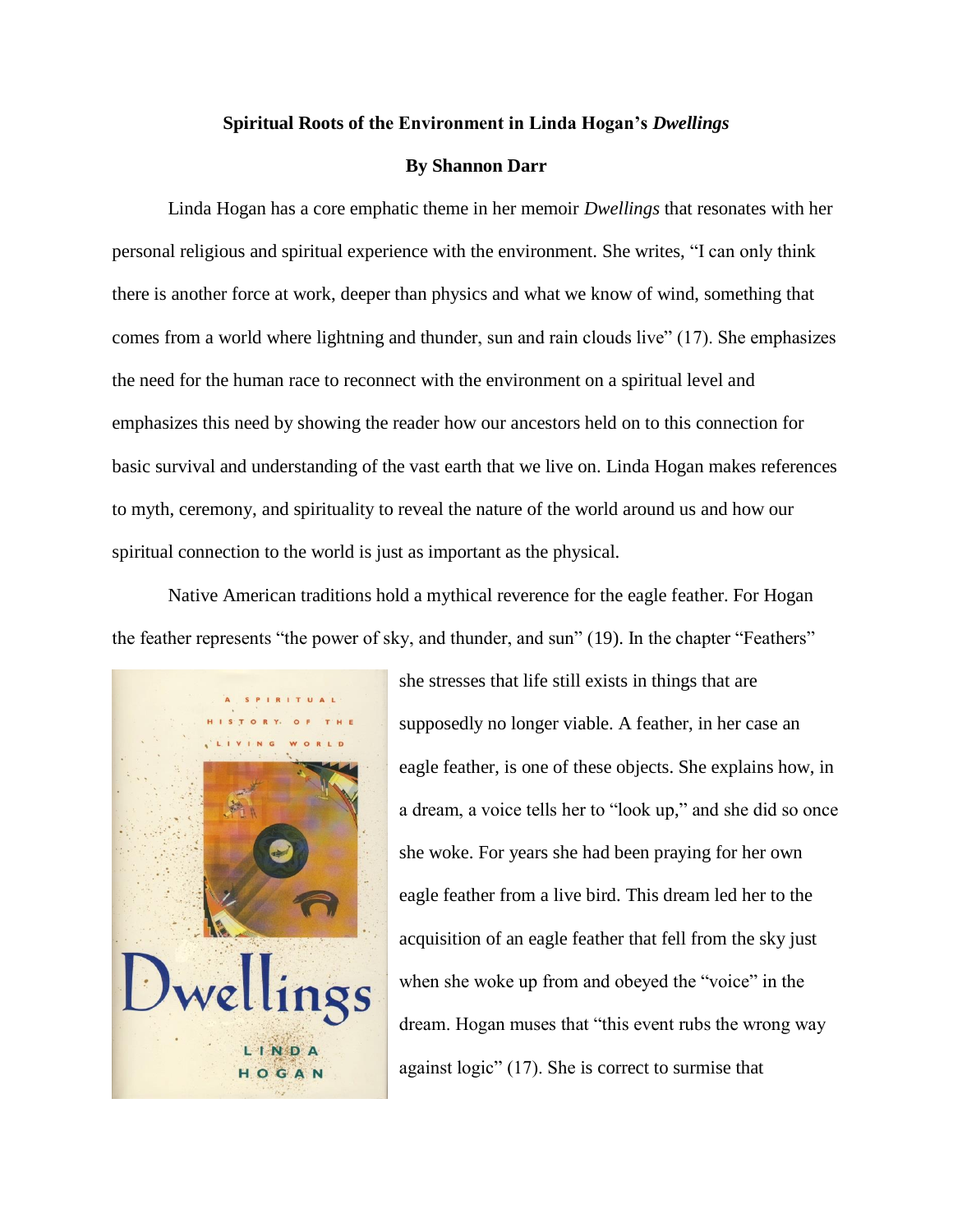**Spiritual Roots of the Environment in Linda Hogan's *Dwellings***

**By Shannon Darr**

Linda Hogan has a core emphatic theme in her memoir *Dwellings* that resonates with her personal religious and spiritual experience with the environment. She writes, "I can only think there is another force at work, deeper than physics and what we know of wind, something that comes from a world where lightning and thunder, sun and rain clouds live" (17). She emphasizes the need for the human race to reconnect with the environment on a spiritual level and emphasizes this need by showing the reader how our ancestors held on to this connection for basic survival and understanding of the vast earth that we live on. Linda Hogan makes references to myth, ceremony, and spirituality to reveal the nature of the world around us and how our spiritual connection to the world is just as important as the physical.

Native American traditions hold a mythical reverence for the eagle feather. For Hogan the feather represents "the power of sky, and thunder, and sun" (19). In the chapter "Feathers" she stresses that life still exists in things that are supposedly no longer viable. A feather, in her case an eagle feather, is one of these objects. She explains how, in a dream, a voice tells her to "look up," and she did so once she woke. For years she had been praying for her own eagle feather from a live bird. This dream led her to the acquisition of an eagle feather that fell from the sky just when she woke up from and obeyed the "voice" in the dream. Hogan muses that "this event rubs the wrong way against logic" (17). She is correct to surmise that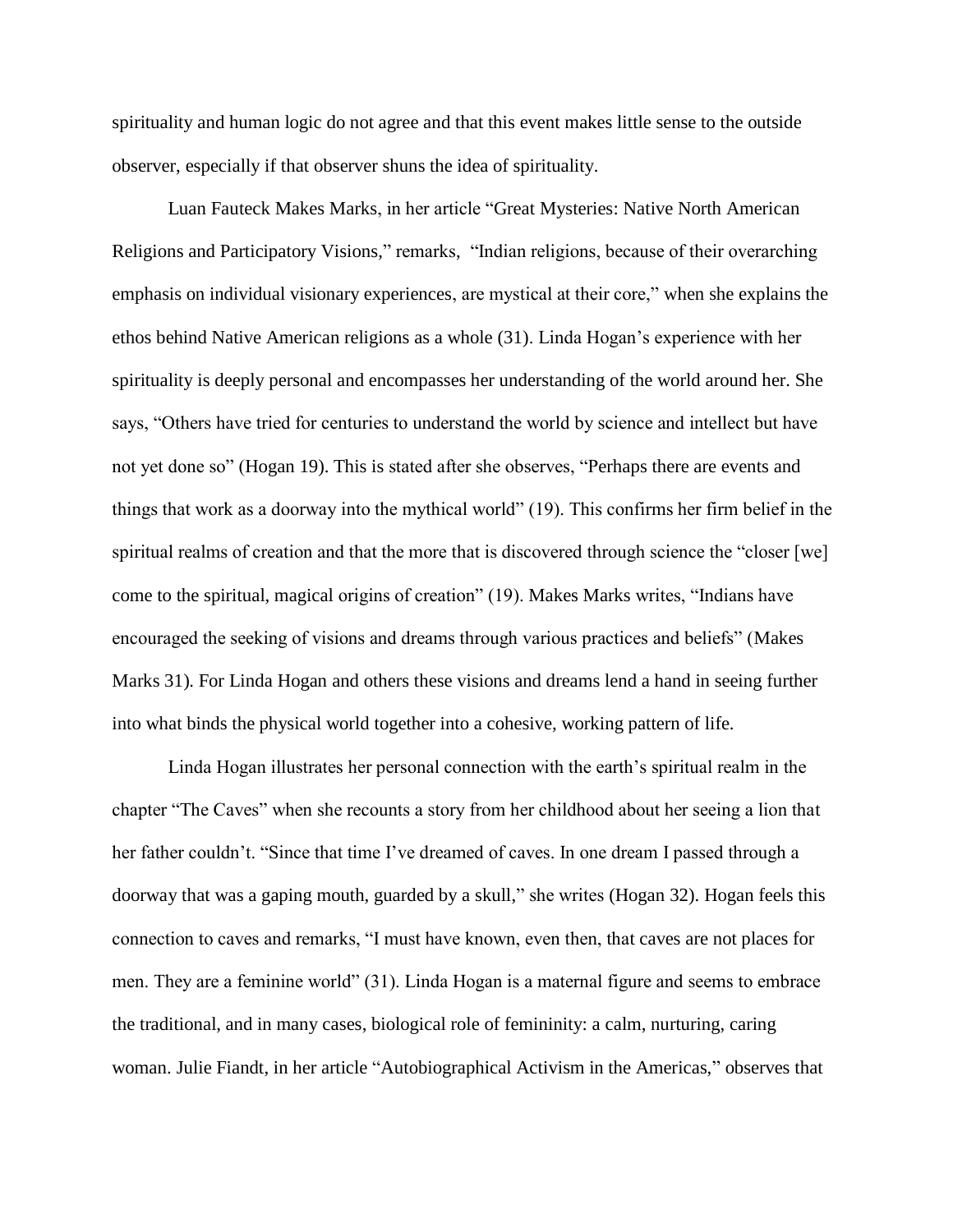spirituality and human logic do not agree and that this event makes little sense to the outside observer, especially if that observer shuns the idea of spirituality.

Luan Fauteck Makes Marks, in her article "Great Mysteries: Native North American Religions and Participatory Visions," remarks, "Indian religions, because of their overarching emphasis on individual visionary experiences, are mystical at their core," when she explains the ethos behind Native American religions as a whole (31). Linda Hogan's experience with her spirituality is deeply personal and encompasses her understanding of the world around her. She says, "Others have tried for centuries to understand the world by science and intellect but have not yet done so" (Hogan 19). This is stated after she observes, "Perhaps there are events and things that work as a doorway into the mythical world" (19). This confirms her firm belief in the spiritual realms of creation and that the more that is discovered through science the "closer [we] come to the spiritual, magical origins of creation" (19). Makes Marks writes, "Indians have encouraged the seeking of visions and dreams through various practices and beliefs" (Makes Marks 31). For Linda Hogan and others these visions and dreams lend a hand in seeing further into what binds the physical world together into a cohesive, working pattern of life.

Linda Hogan illustrates her personal connection with the earth's spiritual realm in the chapter "The Caves" when she recounts a story from her childhood about her seeing a lion that her father couldn't. "Since that time I've dreamed of caves. In one dream I passed through a doorway that was a gaping mouth, guarded by a skull," she writes (Hogan 32). Hogan feels this connection to caves and remarks, "I must have known, even then, that caves are not places for men. They are a feminine world" (31). Linda Hogan is a maternal figure and seems to embrace the traditional, and in many cases, biological role of femininity: a calm, nurturing, caring woman. Julie Fiandt, in her article "Autobiographical Activism in the Americas," observes that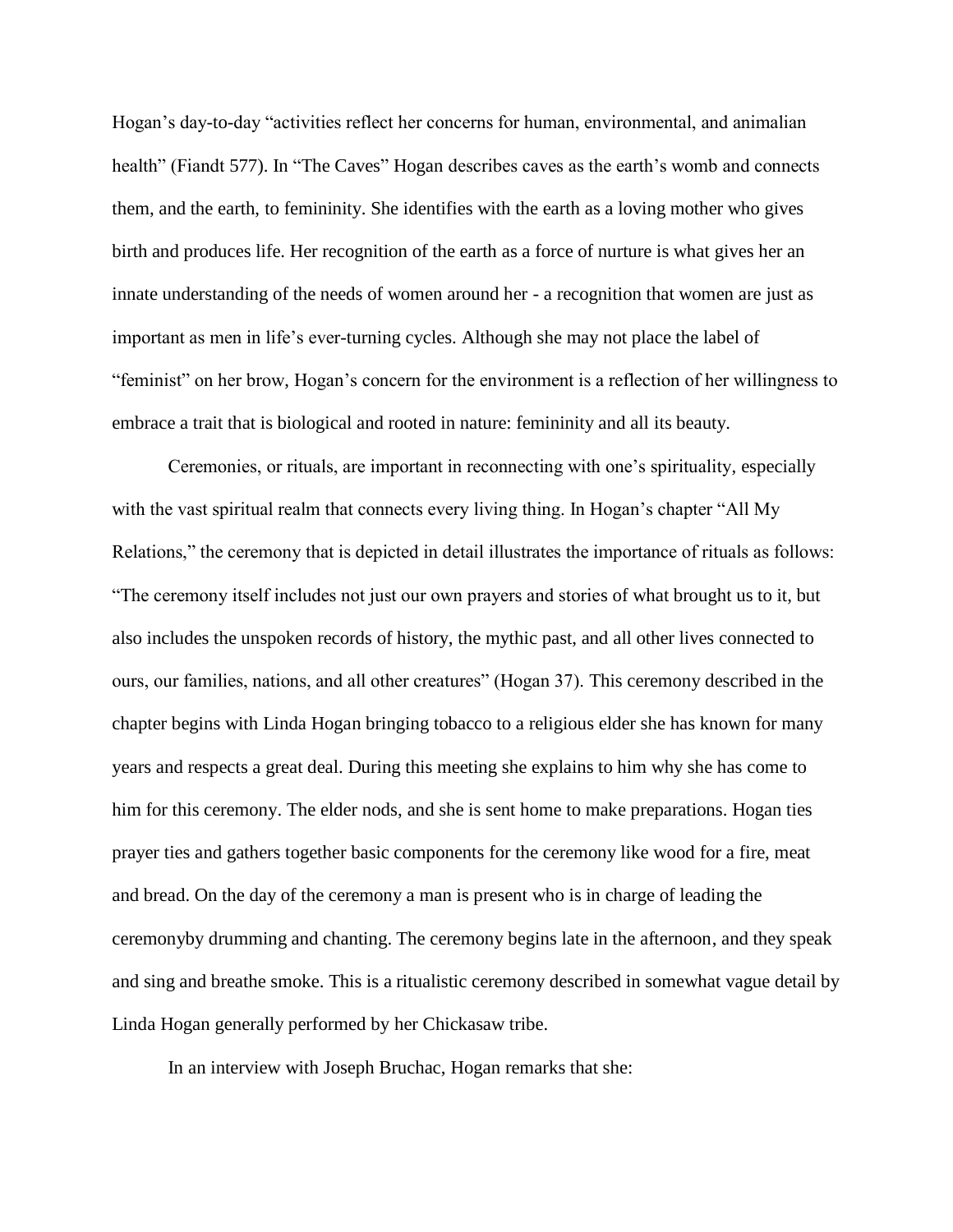Hogan's day-to-day "activities reflect her concerns for human, environmental, and animalian health" (Fiandt 577). In "The Caves" Hogan describes caves as the earth's womb and connects them, and the earth, to femininity. She identifies with the earth as a loving mother who gives birth and produces life. Her recognition of the earth as a force of nurture is what gives her an innate understanding of the needs of women around her - a recognition that women are just as important as men in life's ever-turning cycles. Although she may not place the label of "feminist" on her brow, Hogan's concern for the environment is a reflection of her willingness to embrace a trait that is biological and rooted in nature: femininity and all its beauty.

Ceremonies, or rituals, are important in reconnecting with one's spirituality, especially with the vast spiritual realm that connects every living thing. In Hogan's chapter "All My Relations," the ceremony that is depicted in detail illustrates the importance of rituals as follows: "The ceremony itself includes not just our own prayers and stories of what brought us to it, but also includes the unspoken records of history, the mythic past, and all other lives connected to ours, our families, nations, and all other creatures" (Hogan 37). This ceremony described in the chapter begins with Linda Hogan bringing tobacco to a religious elder she has known for many years and respects a great deal. During this meeting she explains to him why she has come to him for this ceremony. The elder nods, and she is sent home to make preparations. Hogan ties prayer ties and gathers together basic components for the ceremony like wood for a fire, meat and bread. On the day of the ceremony a man is present who is in charge of leading the ceremonyby drumming and chanting. The ceremony begins late in the afternoon, and they speak and sing and breathe smoke. This is a ritualistic ceremony described in somewhat vague detail by Linda Hogan generally performed by her Chickasaw tribe.

In an interview with Joseph Bruchac, Hogan remarks that she: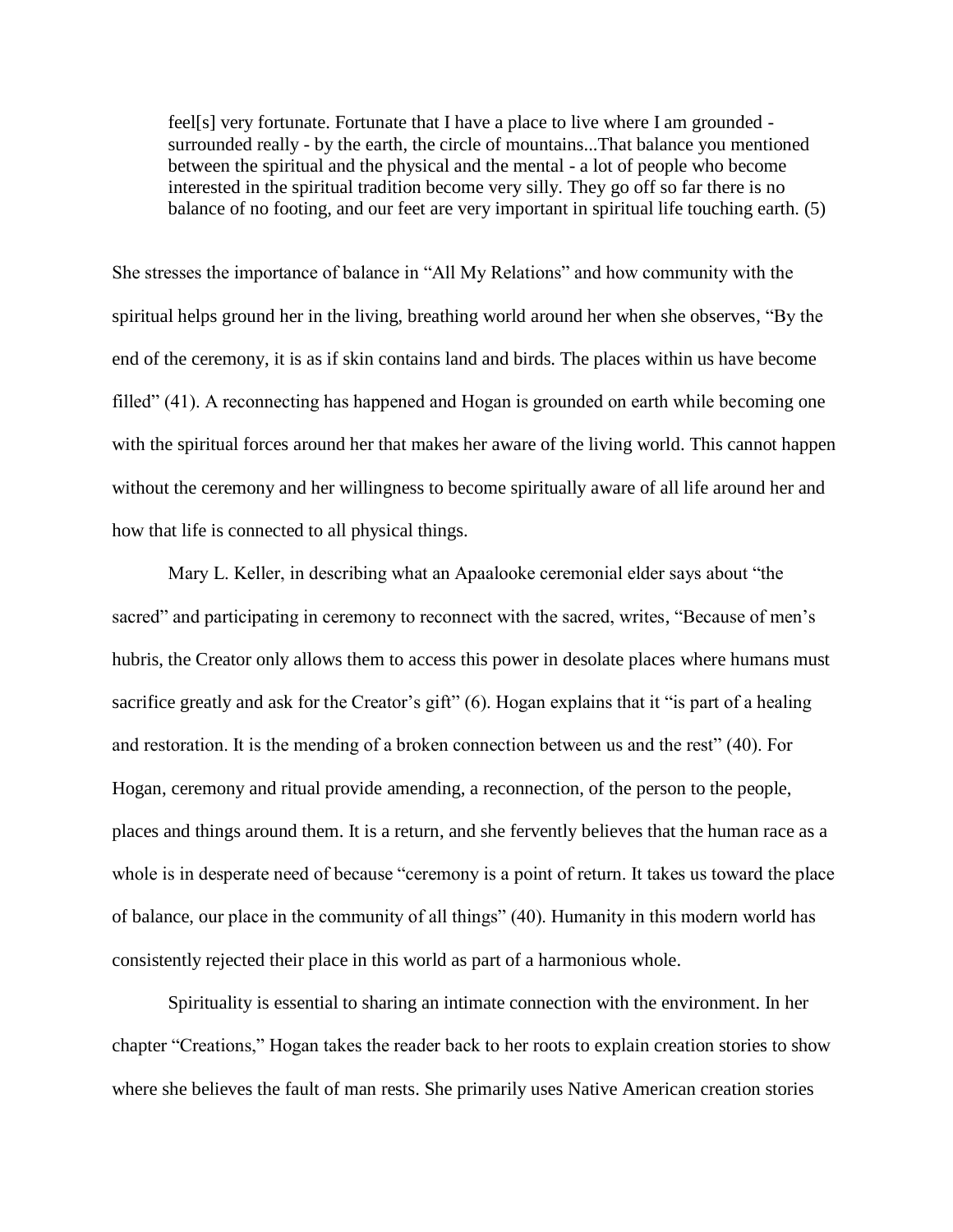> feel[s] very fortunate. Fortunate that I have a place to live where I am grounded - surrounded really - by the earth, the circle of mountains...That balance you mentioned between the spiritual and the physical and the mental - a lot of people who become interested in the spiritual tradition become very silly. They go off so far there is no balance of no footing, and our feet are very important in spiritual life touching earth. (5)

She stresses the importance of balance in "All My Relations" and how community with the spiritual helps ground her in the living, breathing world around her when she observes, "By the end of the ceremony, it is as if skin contains land and birds. The places within us have become filled" (41). A reconnecting has happened and Hogan is grounded on earth while becoming one with the spiritual forces around her that makes her aware of the living world. This cannot happen without the ceremony and her willingness to become spiritually aware of all life around her and how that life is connected to all physical things.

Mary L. Keller, in describing what an Apaalooke ceremonial elder says about "the sacred" and participating in ceremony to reconnect with the sacred, writes, "Because of men's hubris, the Creator only allows them to access this power in desolate places where humans must sacrifice greatly and ask for the Creator's gift" (6). Hogan explains that it "is part of a healing and restoration. It is the mending of a broken connection between us and the rest" (40). For Hogan, ceremony and ritual provide amending, a reconnection, of the person to the people, places and things around them. It is a return, and she fervently believes that the human race as a whole is in desperate need of because "ceremony is a point of return. It takes us toward the place of balance, our place in the community of all things" (40). Humanity in this modern world has consistently rejected their place in this world as part of a harmonious whole.

Spirituality is essential to sharing an intimate connection with the environment. In her chapter "Creations," Hogan takes the reader back to her roots to explain creation stories to show where she believes the fault of man rests. She primarily uses Native American creation stories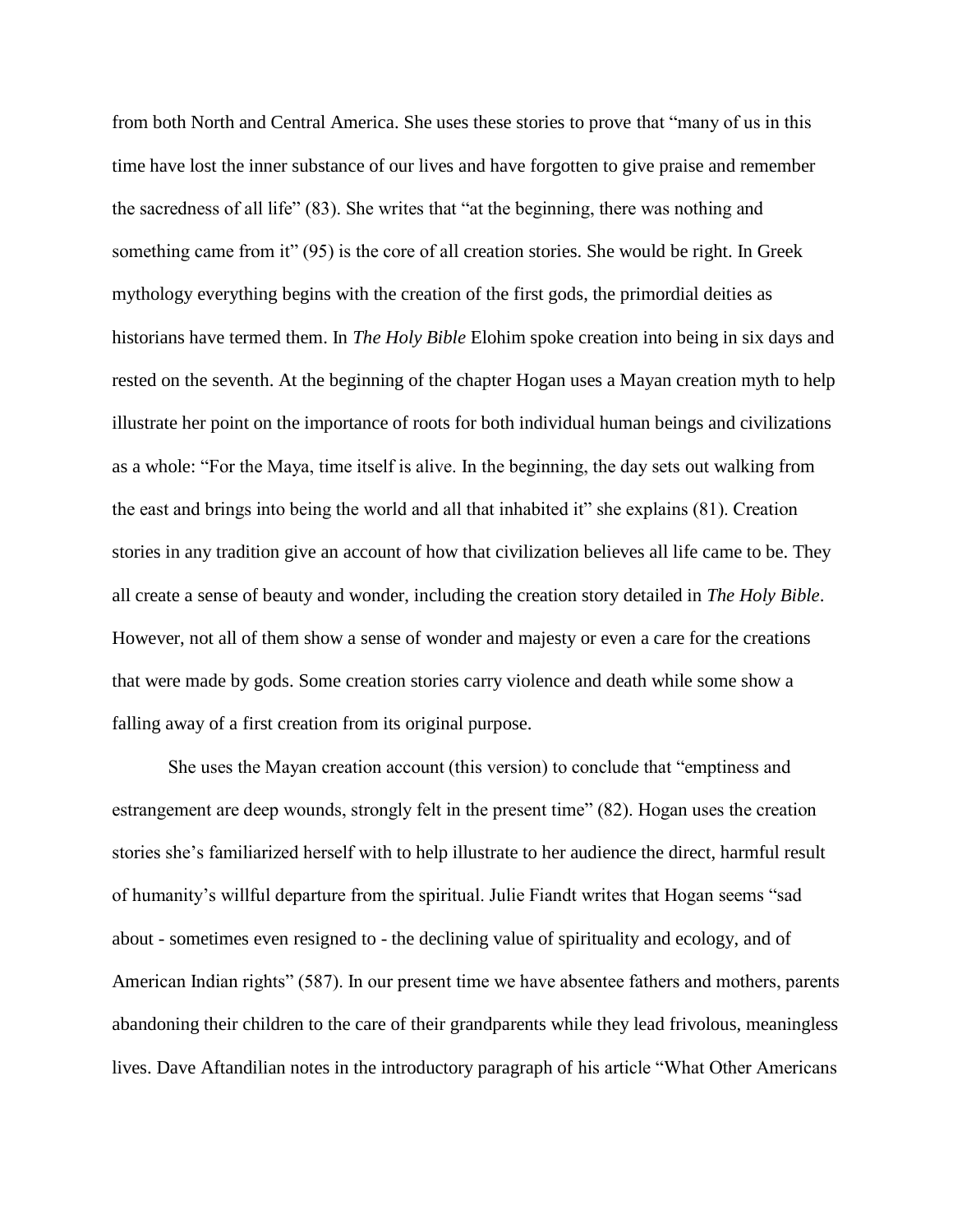from both North and Central America. She uses these stories to prove that "many of us in this time have lost the inner substance of our lives and have forgotten to give praise and remember the sacredness of all life" (83). She writes that "at the beginning, there was nothing and something came from it" (95) is the core of all creation stories. She would be right. In Greek mythology everything begins with the creation of the first gods, the primordial deities as historians have termed them. In *The Holy Bible* Elohim spoke creation into being in six days and rested on the seventh. At the beginning of the chapter Hogan uses a Mayan creation myth to help illustrate her point on the importance of roots for both individual human beings and civilizations as a whole: "For the Maya, time itself is alive. In the beginning, the day sets out walking from the east and brings into being the world and all that inhabited it" she explains (81). Creation stories in any tradition give an account of how that civilization believes all life came to be. They all create a sense of beauty and wonder, including the creation story detailed in *The Holy Bible*. However, not all of them show a sense of wonder and majesty or even a care for the creations that were made by gods. Some creation stories carry violence and death while some show a falling away of a first creation from its original purpose.

She uses the Mayan creation account (this version) to conclude that "emptiness and estrangement are deep wounds, strongly felt in the present time" (82). Hogan uses the creation stories she's familiarized herself with to help illustrate to her audience the direct, harmful result of humanity's willful departure from the spiritual. Julie Fiandt writes that Hogan seems "sad about - sometimes even resigned to - the declining value of spirituality and ecology, and of American Indian rights" (587). In our present time we have absentee fathers and mothers, parents abandoning their children to the care of their grandparents while they lead frivolous, meaningless lives. Dave Aftandilian notes in the introductory paragraph of his article "What Other Americans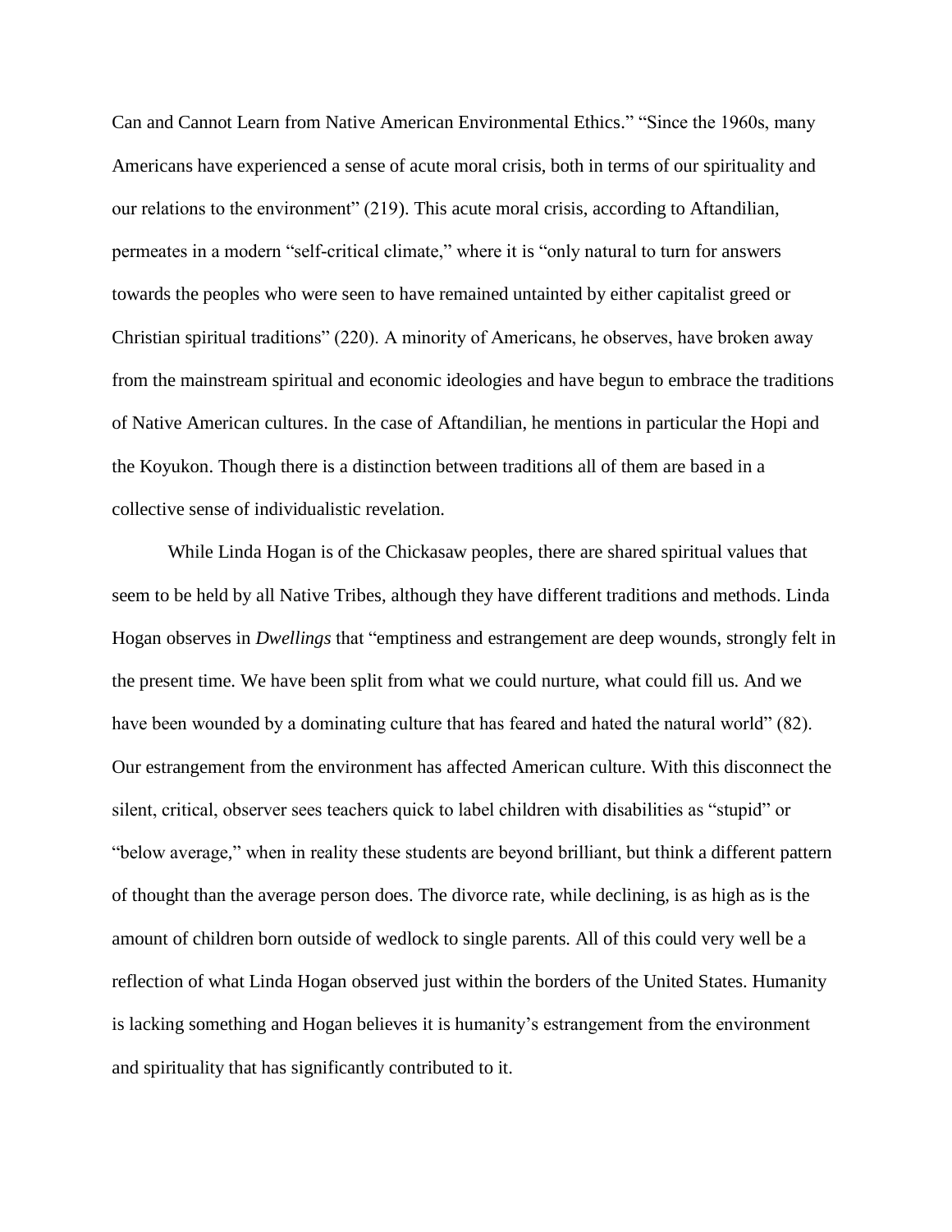Can and Cannot Learn from Native American Environmental Ethics." "Since the 1960s, many Americans have experienced a sense of acute moral crisis, both in terms of our spirituality and our relations to the environment" (219). This acute moral crisis, according to Aftandilian, permeates in a modern "self-critical climate," where it is "only natural to turn for answers towards the peoples who were seen to have remained untainted by either capitalist greed or Christian spiritual traditions" (220). A minority of Americans, he observes, have broken away from the mainstream spiritual and economic ideologies and have begun to embrace the traditions of Native American cultures. In the case of Aftandilian, he mentions in particular the Hopi and the Koyukon. Though there is a distinction between traditions all of them are based in a collective sense of individualistic revelation.

While Linda Hogan is of the Chickasaw peoples, there are shared spiritual values that seem to be held by all Native Tribes, although they have different traditions and methods. Linda Hogan observes in *Dwellings* that "emptiness and estrangement are deep wounds, strongly felt in the present time. We have been split from what we could nurture, what could fill us. And we have been wounded by a dominating culture that has feared and hated the natural world" (82). Our estrangement from the environment has affected American culture. With this disconnect the silent, critical, observer sees teachers quick to label children with disabilities as "stupid" or "below average," when in reality these students are beyond brilliant, but think a different pattern of thought than the average person does. The divorce rate, while declining, is as high as is the amount of children born outside of wedlock to single parents. All of this could very well be a reflection of what Linda Hogan observed just within the borders of the United States. Humanity is lacking something and Hogan believes it is humanity's estrangement from the environment and spirituality that has significantly contributed to it.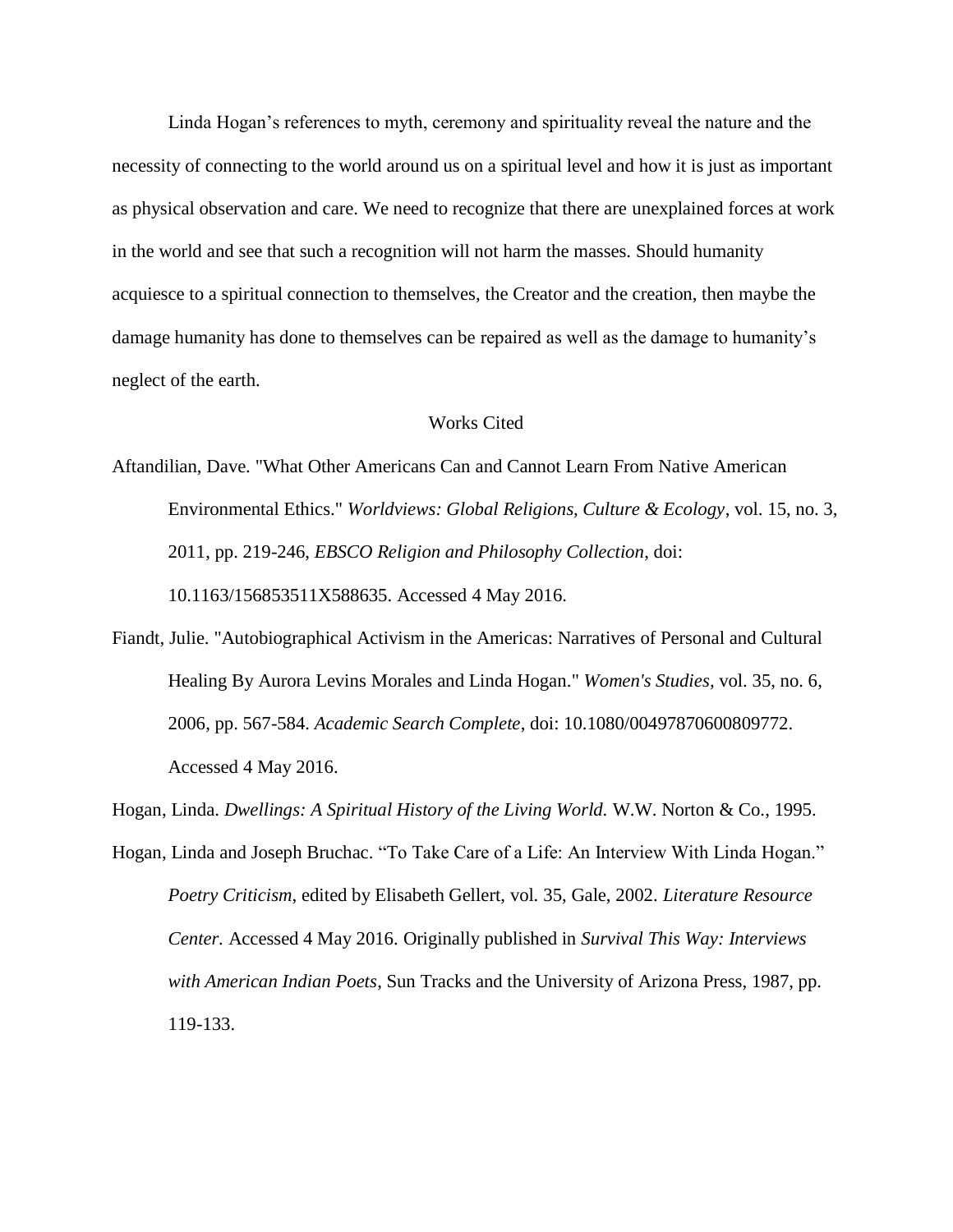Linda Hogan's references to myth, ceremony and spirituality reveal the nature and the necessity of connecting to the world around us on a spiritual level and how it is just as important as physical observation and care. We need to recognize that there are unexplained forces at work in the world and see that such a recognition will not harm the masses. Should humanity acquiesce to a spiritual connection to themselves, the Creator and the creation, then maybe the damage humanity has done to themselves can be repaired as well as the damage to humanity's neglect of the earth.

## Works Cited

Aftandilian, Dave. "What Other Americans Can and Cannot Learn From Native American Environmental Ethics." *Worldviews: Global Religions, Culture & Ecology*, vol. 15, no. 3, 2011, pp. 219-246, *EBSCO Religion and Philosophy Collection*, doi: 10.1163/156853511X588635. Accessed 4 May 2016.

Fiandt, Julie. "Autobiographical Activism in the Americas: Narratives of Personal and Cultural Healing By Aurora Levins Morales and Linda Hogan." *Women's Studies*, vol. 35, no. 6, 2006, pp. 567-584. *Academic Search Complete*, doi: 10.1080/00497870600809772. Accessed 4 May 2016.

Hogan, Linda. *Dwellings: A Spiritual History of the Living World.* W.W. Norton & Co., 1995.

Hogan, Linda and Joseph Bruchac. "To Take Care of a Life: An Interview With Linda Hogan." *Poetry Criticism*, edited by Elisabeth Gellert, vol. 35, Gale, 2002. *Literature Resource Center.* Accessed 4 May 2016. Originally published in *Survival This Way: Interviews with American Indian Poets*, Sun Tracks and the University of Arizona Press, 1987, pp. 119-133.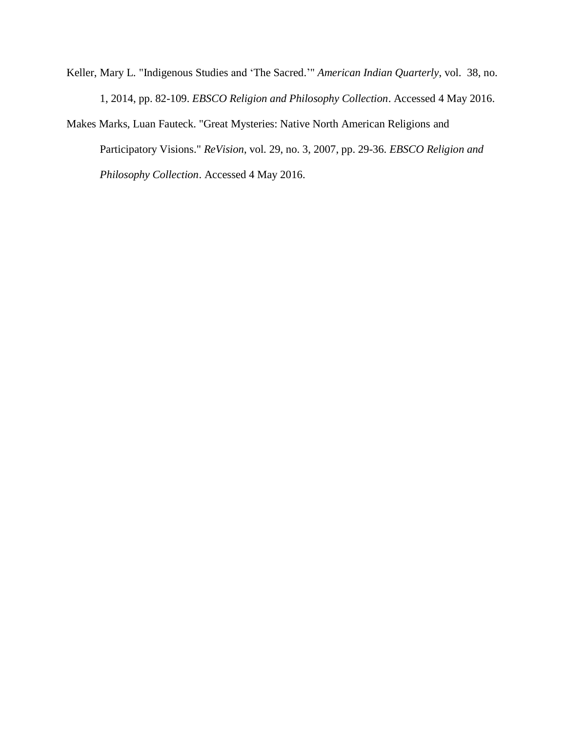Keller, Mary L. "Indigenous Studies and 'The Sacred.'" *American Indian Quarterly*, vol. 38, no. 1, 2014, pp. 82-109. *EBSCO Religion and Philosophy Collection*. Accessed 4 May 2016.

Makes Marks, Luan Fauteck. "Great Mysteries: Native North American Religions and Participatory Visions." *ReVision*, vol. 29, no. 3, 2007, pp. 29-36. *EBSCO Religion and Philosophy Collection*. Accessed 4 May 2016.